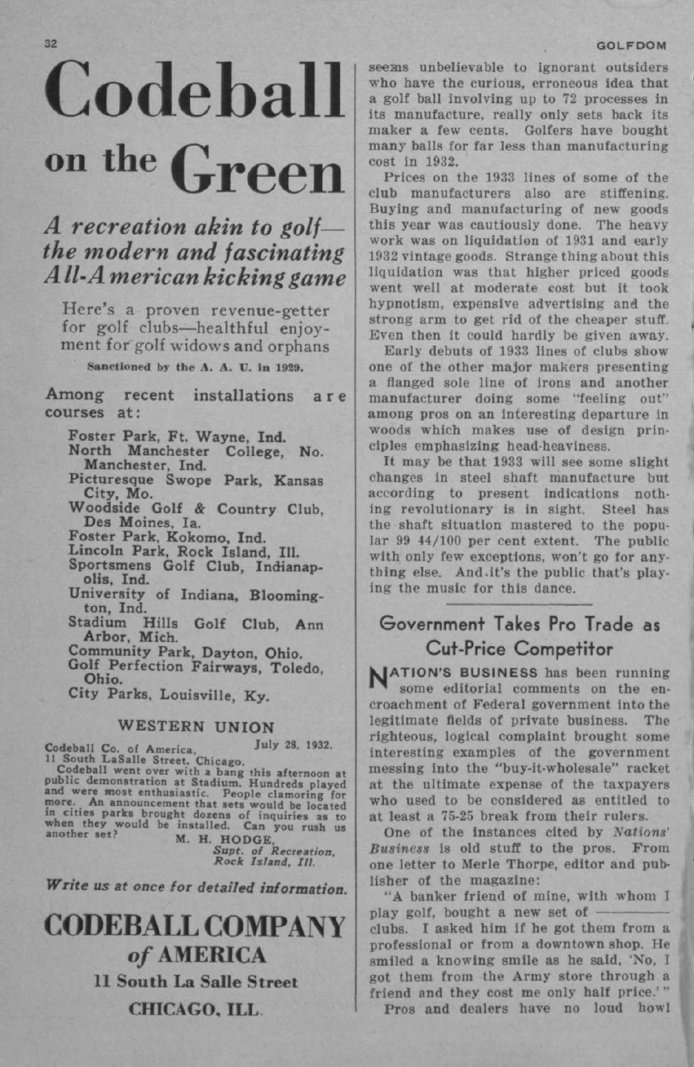# Codeball on the Green

## *A recreation akin to golf—the modern and fascinating All-American kicking game*

Here's a proven revenue-getter for golf clubs—healthful enjoyment for golf widows and orphans

**Sanctioned by the A. A. U. in 1929.**

Among recent installations are courses at:

- Foster Park, Ft. Wayne, Ind.
- North Manchester College, No. Manchester, Ind.
- Picturesque Swope Park, Kansas City, Mo.
- Woodside Golf & Country Club, Des Moines, Ia.
- Foster Park, Kokomo, Ind.
- Lincoln Park, Rock Island, Ill.
- Sportsmens Golf Club, Indianapolis, Ind.
- University of Indiana, Bloomington, Ind.
- Stadium Hills Golf Club, Ann Arbor, Mich.
- Community Park, Dayton, Ohio.
- Golf Perfection Fairways, Toledo, Ohio.
- City Parks, Louisville, Ky.

**WESTERN UNION**

July 28, 1932.

Codeball Co. of America,
11 South LaSalle Street, Chicago.

Codeball went over with a bang this afternoon at public demonstration at Stadium. Hundreds played and were most enthusiastic. People clamoring for more. An announcement that sets would be located in cities parks brought dozens of inquiries as to when they would be installed. Can you rush us another set?

M. H. HODGE,
*Supt. of Recreation, Rock Island, Ill.*

***Write us at once for detailed information.***

**CODEBALL COMPANY *of* AMERICA**
**11 South La Salle Street**
**CHICAGO, ILL.**

seems unbelievable to ignorant outsiders who have the curious, erroneous idea that a golf ball involving up to 72 processes in its manufacture, really only sets back its maker a few cents. Golfers have bought many balls for far less than manufacturing cost in 1932.

Prices on the 1933 lines of some of the club manufacturers also are stiffening. Buying and manufacturing of new goods this year was cautiously done. The heavy work was on liquidation of 1931 and early 1932 vintage goods. Strange thing about this liquidation was that higher priced goods went well at moderate cost but it took hypnotism, expensive advertising and the strong arm to get rid of the cheaper stuff. Even then it could hardly be given away.

Early debuts of 1933 lines of clubs show one of the other major makers presenting a flanged sole line of irons and another manufacturer doing some "feeling out" among pros on an interesting departure in woods which makes use of design principles emphasizing head-heaviness.

It may be that 1933 will see some slight changes in steel shaft manufacture but according to present indications nothing revolutionary is in sight. Steel has the shaft situation mastered to the popular 99 44/100 per cent extent. The public with only few exceptions, won't go for anything else. And it's the public that's playing the music for this dance.

## Government Takes Pro Trade as Cut-Price Competitor

**NATION'S BUSINESS** has been running some editorial comments on the encroachment of Federal government into the legitimate fields of private business. The righteous, logical complaint brought some interesting examples of the government messing into the "buy-it-wholesale" racket at the ultimate expense of the taxpayers who used to be considered as entitled to at least a 75-25 break from their rulers.

One of the instances cited by *Nations' Business* is old stuff to the pros. From one letter to Merle Thorpe, editor and publisher of the magazine:

"A banker friend of mine, with whom I play golf, bought a new set of ———— clubs. I asked him if he got them from a professional or from a downtown shop. He smiled a knowing smile as he said, 'No, I got them from the Army store through a friend and they cost me only half price.'"

Pros and dealers have no loud howl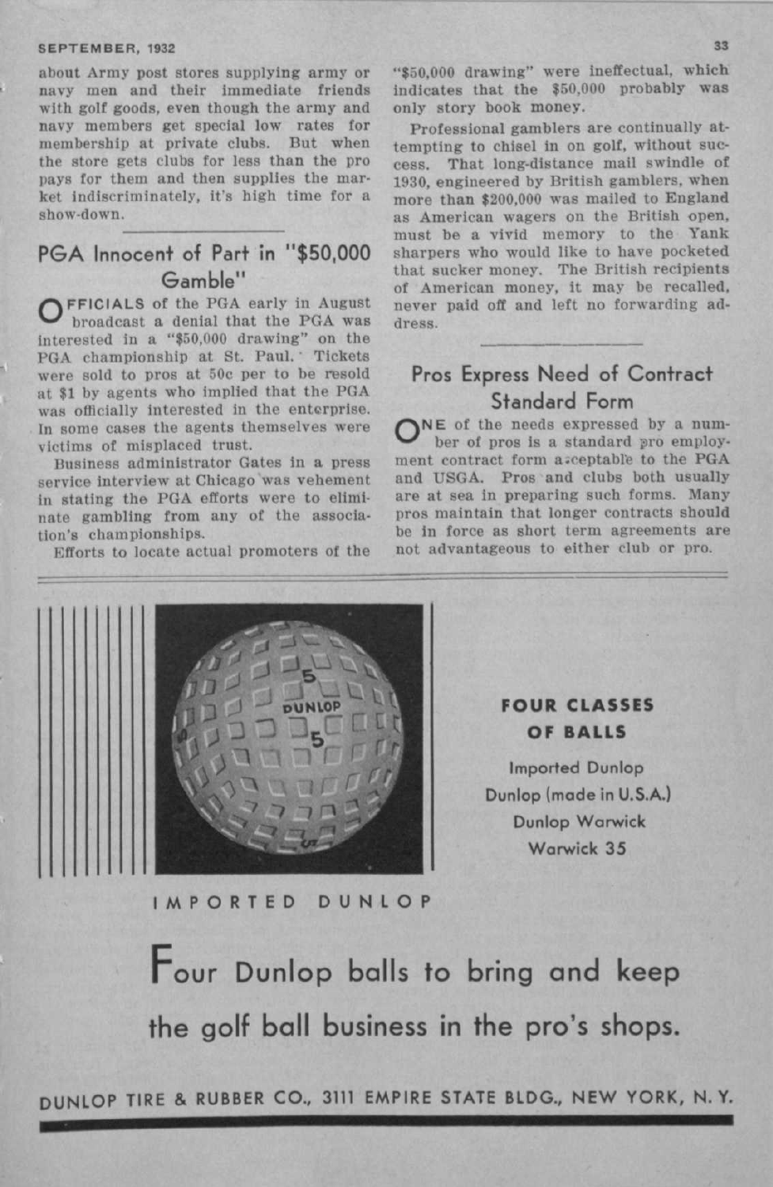about Army post stores supplying army or navy men and their immediate friends with golf goods, even though the army and navy members get special low rates for membership at private clubs. But when the store gets clubs for less than the pro pays for them and then supplies the market indiscriminately, it's high time for a show-down.

## PGA Innocent of Part in "$50,000 Gamble"

OFFICIALS of the PGA early in August broadcast a denial that the PGA was interested in a "$50,000 drawing" on the PGA championship at St. Paul. Tickets were sold to pros at 50c per to be resold at $1 by agents who implied that the PGA was officially interested in the enterprise. In some cases the agents themselves were victims of misplaced trust.

Business administrator Gates in a press service interview at Chicago was vehement in stating the PGA efforts were to eliminate gambling from any of the association's championships.

Efforts to locate actual promoters of the "$50,000 drawing" were ineffectual, which indicates that the $50,000 probably was only story book money.

Professional gamblers are continually attempting to chisel in on golf, without success. That long-distance mail swindle of 1930, engineered by British gamblers, when more than $200,000 was mailed to England as American wagers on the British open, must be a vivid memory to the Yank sharpers who would like to have pocketed that sucker money. The British recipients of American money, it may be recalled, never paid off and left no forwarding address.

## Pros Express Need of Contract Standard Form

ONE of the needs expressed by a number of pros is a standard pro employment contract form acceptable to the PGA and USGA. Pros and clubs both usually are at sea in preparing such forms. Many pros maintain that longer contracts should be in force as short term agreements are not advantageous to either club or pro.

---

**FOUR CLASSES OF BALLS**

Imported Dunlop

Dunlop (made in U.S.A.)

Dunlop Warwick

Warwick 35

IMPORTED DUNLOP

Four Dunlop balls to bring and keep the golf ball business in the pro's shops.

DUNLOP TIRE & RUBBER CO., 3111 EMPIRE STATE BLDG., NEW YORK, N. Y.